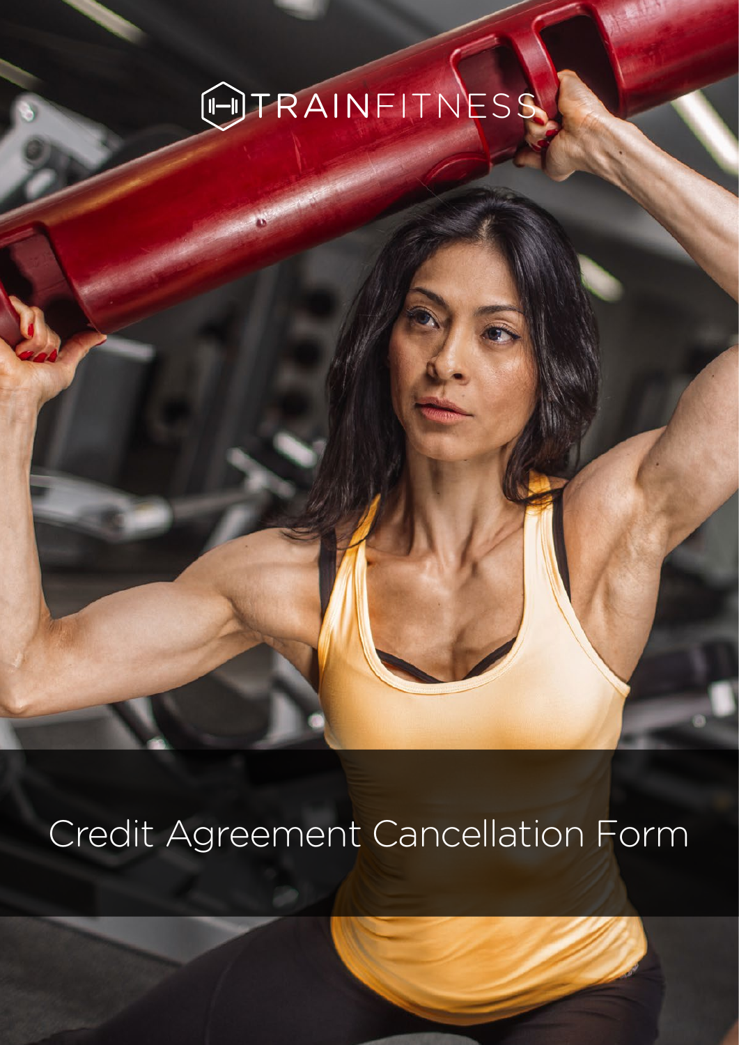TRAINFITNESS

# Credit Agreement Cancellation Form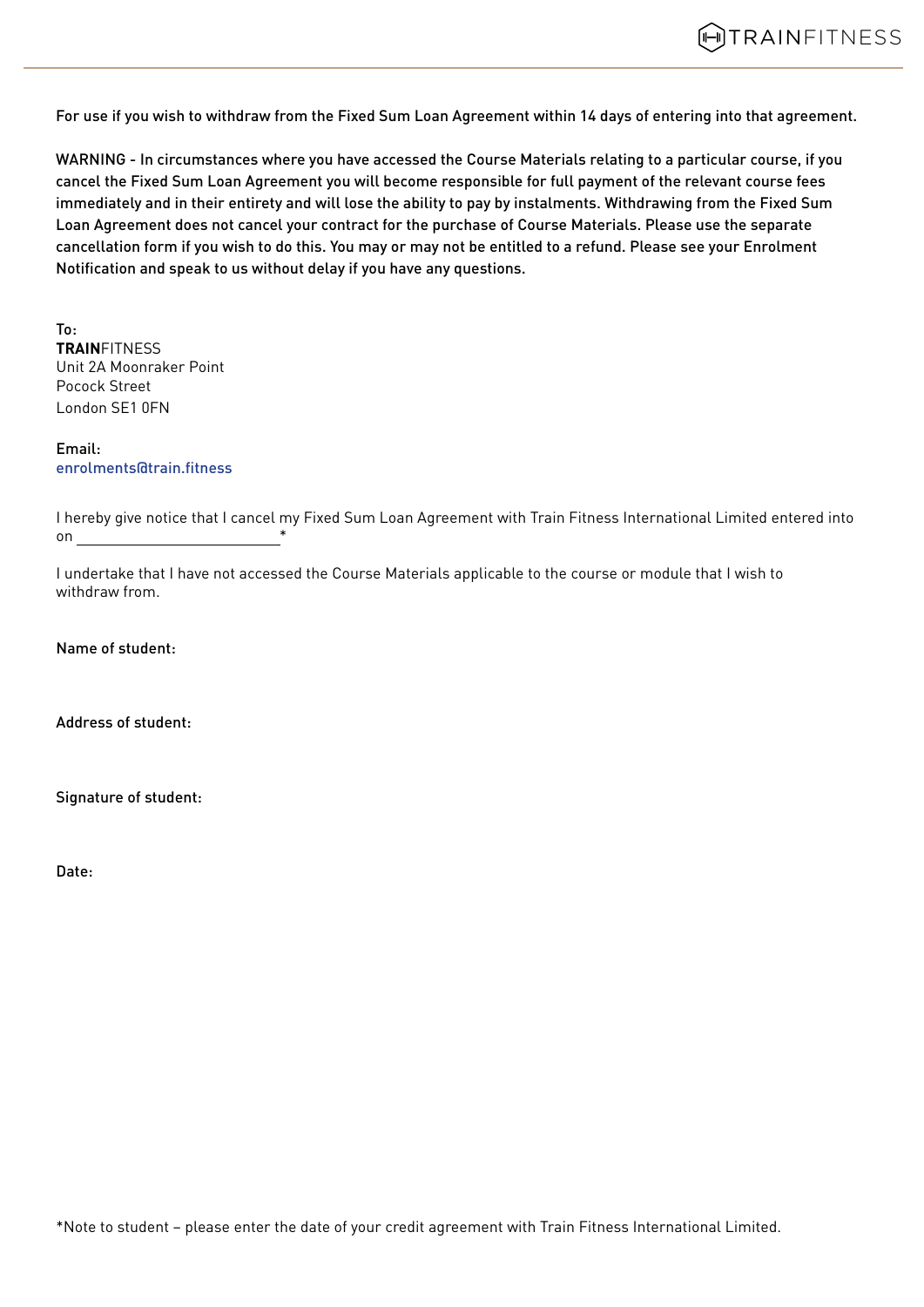For use if you wish to withdraw from the Fixed Sum Loan Agreement within 14 days of entering into that agreement.

WARNING - In circumstances where you have accessed the Course Materials relating to a particular course, if you cancel the Fixed Sum Loan Agreement you will become responsible for full payment of the relevant course fees immediately and in their entirety and will lose the ability to pay by instalments. Withdrawing from the Fixed Sum Loan Agreement does not cancel your contract for the purchase of Course Materials. Please use the separate cancellation form if you wish to do this. You may or may not be entitled to a refund. Please see your Enrolment Notification and speak to us without delay if you have any questions.

To:
**TRAIN**FITNESS
Unit 2A Moonraker Point
Pocock Street
London SE1 0FN

Email:
enrolments@train.fitness

I hereby give notice that I cancel my Fixed Sum Loan Agreement with Train Fitness International Limited entered into on ______________________*

I undertake that I have not accessed the Course Materials applicable to the course or module that I wish to withdraw from.

Name of student:

Address of student:

Signature of student:

Date:

*Note to student – please enter the date of your credit agreement with Train Fitness International Limited.